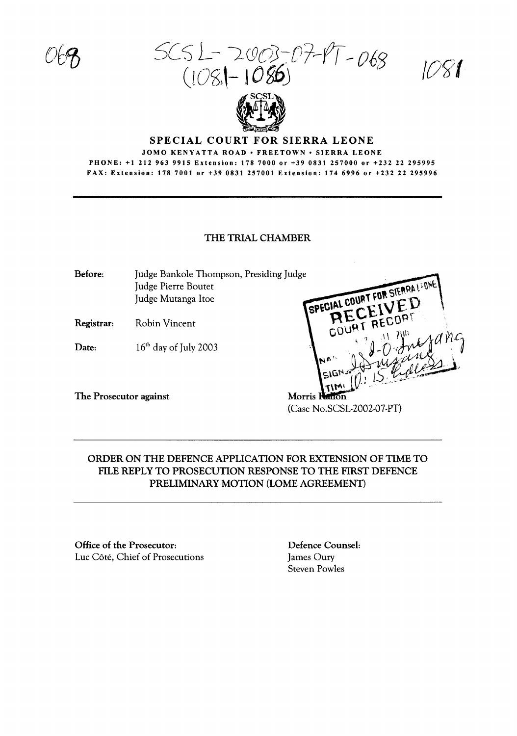SCSL-2003-07-PT-068
(1081-1086)

# SPECIAL COURT FOR SIERRA LEONE

JOMO KENYATTA ROAD • FREETOWN • SIERRA LEONE

PHONE: +1 212 963 9915 Extension: 178 7000 or +39 0831 257000 or +232 22 295995

FAX: Extension: 178 7001 or +39 0831 257001 Extension: 174 6996 or +232 22 295996

## THE TRIAL CHAMBER

**Before:** Judge Bankole Thompson, Presiding Judge
Judge Pierre Boutet
Judge Mutanga Itoe

**Registrar:** Robin Vincent

**Date:** 16th day of July 2003

**The Prosecutor against** Morris Kallon
(Case No.SCSL-2002-07-PT)

SPECIAL COURT FOR SIERRA LEONE
RECEIVED
COURT RECORD

## ORDER ON THE DEFENCE APPLICATION FOR EXTENSION OF TIME TO FILE REPLY TO PROSECUTION RESPONSE TO THE FIRST DEFENCE PRELIMINARY MOTION (LOME AGREEMENT)

**Office of the Prosecutor:**
Luc Côté, Chief of Prosecutions

**Defence Counsel:**
James Oury
Steven Powles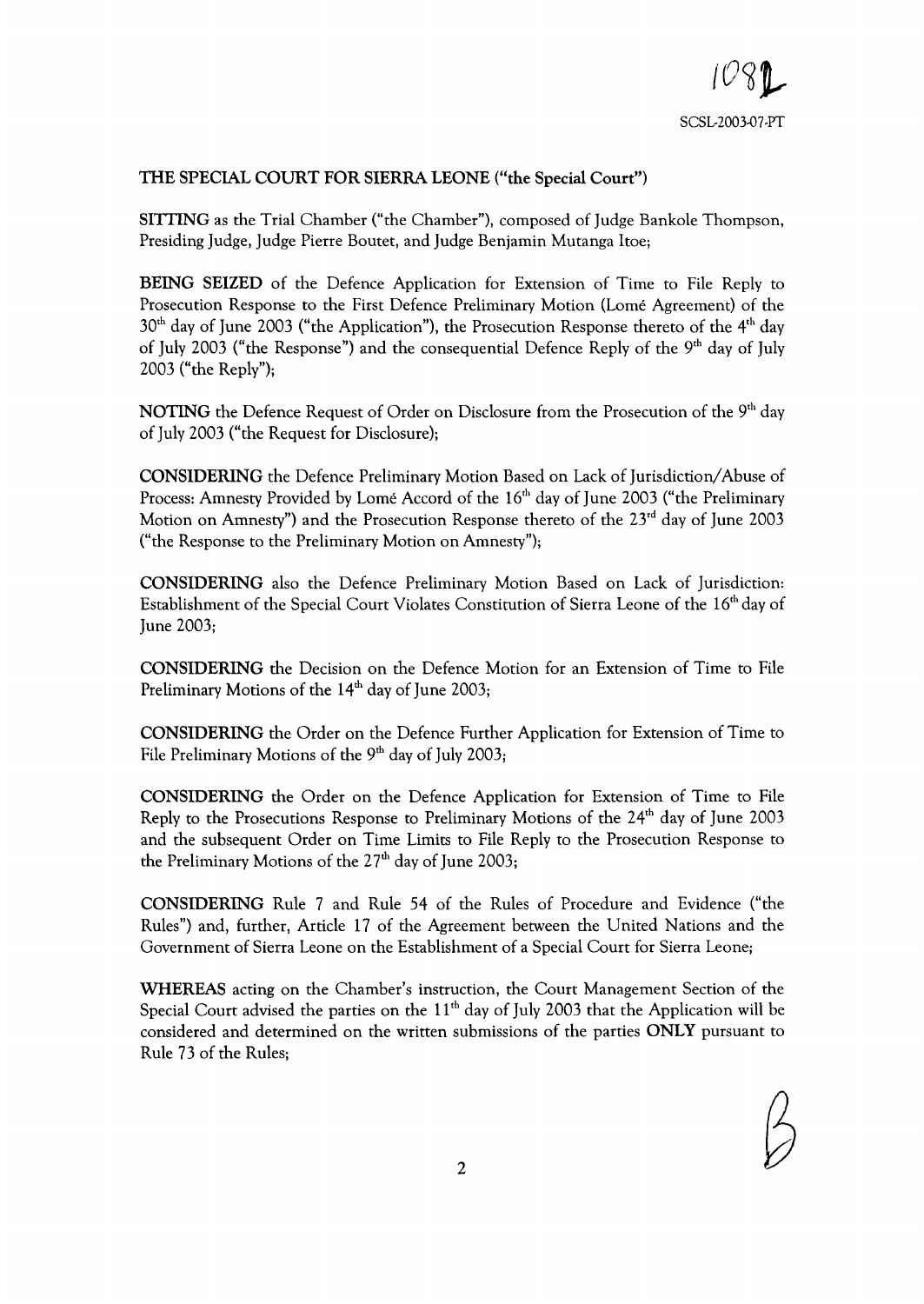SCSL-2003-07-PT

**THE SPECIAL COURT FOR SIERRA LEONE ("the Special Court")**

**SITTING** as the Trial Chamber ("the Chamber"), composed of Judge Bankole Thompson, Presiding Judge, Judge Pierre Boutet, and Judge Benjamin Mutanga Itoe;

**BEING SEIZED** of the Defence Application for Extension of Time to File Reply to Prosecution Response to the First Defence Preliminary Motion (Lomé Agreement) of the 30th day of June 2003 ("the Application"), the Prosecution Response thereto of the 4th day of July 2003 ("the Response") and the consequential Defence Reply of the 9th day of July 2003 ("the Reply");

**NOTING** the Defence Request of Order on Disclosure from the Prosecution of the 9th day of July 2003 ("the Request for Disclosure);

**CONSIDERING** the Defence Preliminary Motion Based on Lack of Jurisdiction/Abuse of Process: Amnesty Provided by Lomé Accord of the 16th day of June 2003 ("the Preliminary Motion on Amnesty") and the Prosecution Response thereto of the 23rd day of June 2003 ("the Response to the Preliminary Motion on Amnesty");

**CONSIDERING** also the Defence Preliminary Motion Based on Lack of Jurisdiction: Establishment of the Special Court Violates Constitution of Sierra Leone of the 16th day of June 2003;

**CONSIDERING** the Decision on the Defence Motion for an Extension of Time to File Preliminary Motions of the 14th day of June 2003;

**CONSIDERING** the Order on the Defence Further Application for Extension of Time to File Preliminary Motions of the 9th day of July 2003;

**CONSIDERING** the Order on the Defence Application for Extension of Time to File Reply to the Prosecutions Response to Preliminary Motions of the 24th day of June 2003 and the subsequent Order on Time Limits to File Reply to the Prosecution Response to the Preliminary Motions of the 27th day of June 2003;

**CONSIDERING** Rule 7 and Rule 54 of the Rules of Procedure and Evidence ("the Rules") and, further, Article 17 of the Agreement between the United Nations and the Government of Sierra Leone on the Establishment of a Special Court for Sierra Leone;

**WHEREAS** acting on the Chamber's instruction, the Court Management Section of the Special Court advised the parties on the 11th day of July 2003 that the Application will be considered and determined on the written submissions of the parties **ONLY** pursuant to Rule 73 of the Rules;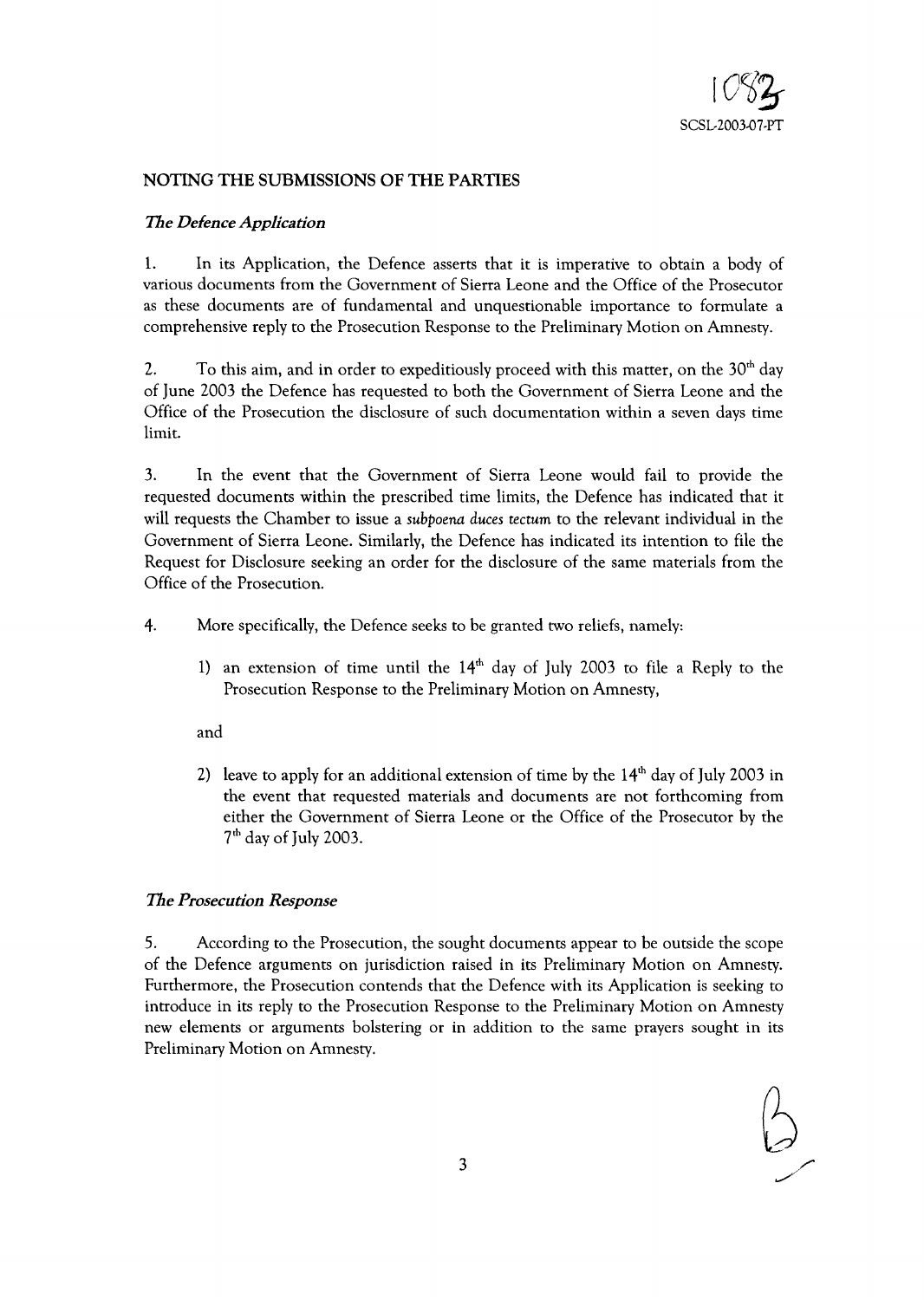## NOTING THE SUBMISSIONS OF THE PARTIES

### *The Defence Application*

1. In its Application, the Defence asserts that it is imperative to obtain a body of various documents from the Government of Sierra Leone and the Office of the Prosecutor as these documents are of fundamental and unquestionable importance to formulate a comprehensive reply to the Prosecution Response to the Preliminary Motion on Amnesty.

2. To this aim, and in order to expeditiously proceed with this matter, on the 30th day of June 2003 the Defence has requested to both the Government of Sierra Leone and the Office of the Prosecution the disclosure of such documentation within a seven days time limit.

3. In the event that the Government of Sierra Leone would fail to provide the requested documents within the prescribed time limits, the Defence has indicated that it will requests the Chamber to issue a *subpoena duces tectum* to the relevant individual in the Government of Sierra Leone. Similarly, the Defence has indicated its intention to file the Request for Disclosure seeking an order for the disclosure of the same materials from the Office of the Prosecution.

4. More specifically, the Defence seeks to be granted two reliefs, namely:

   1) an extension of time until the 14th day of July 2003 to file a Reply to the Prosecution Response to the Preliminary Motion on Amnesty,

   and

   2) leave to apply for an additional extension of time by the 14th day of July 2003 in the event that requested materials and documents are not forthcoming from either the Government of Sierra Leone or the Office of the Prosecutor by the 7th day of July 2003.

### *The Prosecution Response*

5. According to the Prosecution, the sought documents appear to be outside the scope of the Defence arguments on jurisdiction raised in its Preliminary Motion on Amnesty. Furthermore, the Prosecution contends that the Defence with its Application is seeking to introduce in its reply to the Prosecution Response to the Preliminary Motion on Amnesty new elements or arguments bolstering or in addition to the same prayers sought in its Preliminary Motion on Amnesty.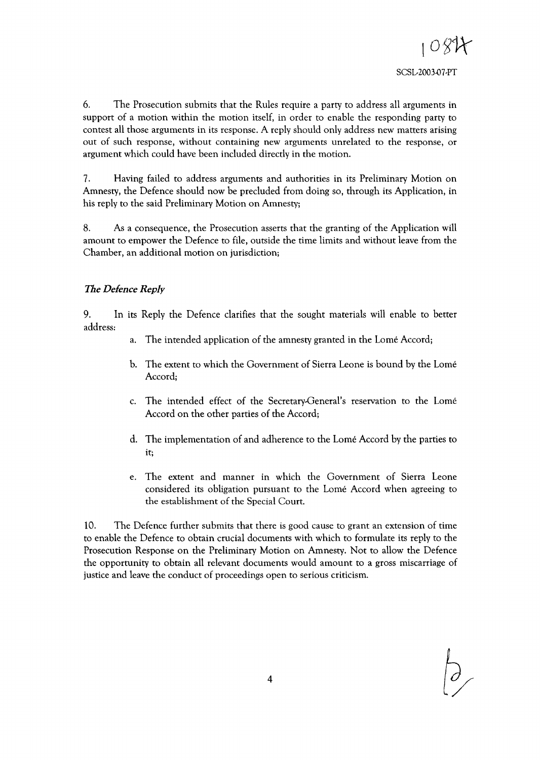6. The Prosecution submits that the Rules require a party to address all arguments in support of a motion within the motion itself, in order to enable the responding party to contest all those arguments in its response. A reply should only address new matters arising out of such response, without containing new arguments unrelated to the response, or argument which could have been included directly in the motion.

7. Having failed to address arguments and authorities in its Preliminary Motion on Amnesty, the Defence should now be precluded from doing so, through its Application, in his reply to the said Preliminary Motion on Amnesty;

8. As a consequence, the Prosecution asserts that the granting of the Application will amount to empower the Defence to file, outside the time limits and without leave from the Chamber, an additional motion on jurisdiction;

### *The Defence Reply*

9. In its Reply the Defence clarifies that the sought materials will enable to better address:

   a. The intended application of the amnesty granted in the Lomé Accord;

   b. The extent to which the Government of Sierra Leone is bound by the Lomé Accord;

   c. The intended effect of the Secretary-General's reservation to the Lomé Accord on the other parties of the Accord;

   d. The implementation of and adherence to the Lomé Accord by the parties to it;

   e. The extent and manner in which the Government of Sierra Leone considered its obligation pursuant to the Lomé Accord when agreeing to the establishment of the Special Court.

10. The Defence further submits that there is good cause to grant an extension of time to enable the Defence to obtain crucial documents with which to formulate its reply to the Prosecution Response on the Preliminary Motion on Amnesty. Not to allow the Defence the opportunity to obtain all relevant documents would amount to a gross miscarriage of justice and leave the conduct of proceedings open to serious criticism.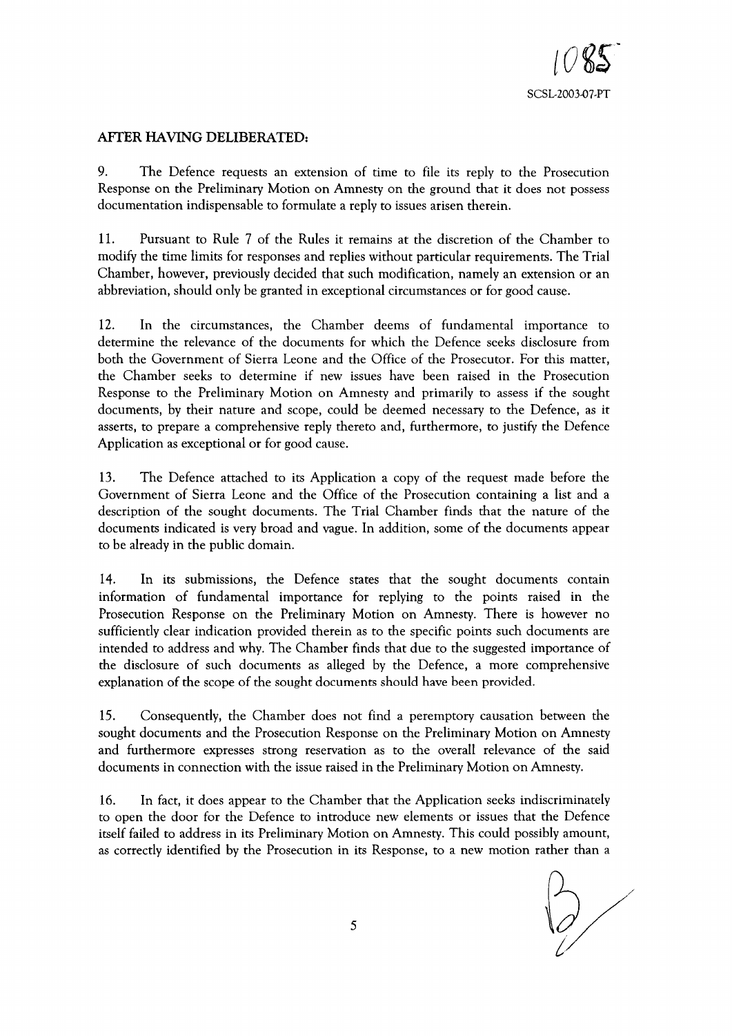**AFTER HAVING DELIBERATED:**

9. The Defence requests an extension of time to file its reply to the Prosecution Response on the Preliminary Motion on Amnesty on the ground that it does not possess documentation indispensable to formulate a reply to issues arisen therein.

11. Pursuant to Rule 7 of the Rules it remains at the discretion of the Chamber to modify the time limits for responses and replies without particular requirements. The Trial Chamber, however, previously decided that such modification, namely an extension or an abbreviation, should only be granted in exceptional circumstances or for good cause.

12. In the circumstances, the Chamber deems of fundamental importance to determine the relevance of the documents for which the Defence seeks disclosure from both the Government of Sierra Leone and the Office of the Prosecutor. For this matter, the Chamber seeks to determine if new issues have been raised in the Prosecution Response to the Preliminary Motion on Amnesty and primarily to assess if the sought documents, by their nature and scope, could be deemed necessary to the Defence, as it asserts, to prepare a comprehensive reply thereto and, furthermore, to justify the Defence Application as exceptional or for good cause.

13. The Defence attached to its Application a copy of the request made before the Government of Sierra Leone and the Office of the Prosecution containing a list and a description of the sought documents. The Trial Chamber finds that the nature of the documents indicated is very broad and vague. In addition, some of the documents appear to be already in the public domain.

14. In its submissions, the Defence states that the sought documents contain information of fundamental importance for replying to the points raised in the Prosecution Response on the Preliminary Motion on Amnesty. There is however no sufficiently clear indication provided therein as to the specific points such documents are intended to address and why. The Chamber finds that due to the suggested importance of the disclosure of such documents as alleged by the Defence, a more comprehensive explanation of the scope of the sought documents should have been provided.

15. Consequently, the Chamber does not find a peremptory causation between the sought documents and the Prosecution Response on the Preliminary Motion on Amnesty and furthermore expresses strong reservation as to the overall relevance of the said documents in connection with the issue raised in the Preliminary Motion on Amnesty.

16. In fact, it does appear to the Chamber that the Application seeks indiscriminately to open the door for the Defence to introduce new elements or issues that the Defence itself failed to address in its Preliminary Motion on Amnesty. This could possibly amount, as correctly identified by the Prosecution in its Response, to a new motion rather than a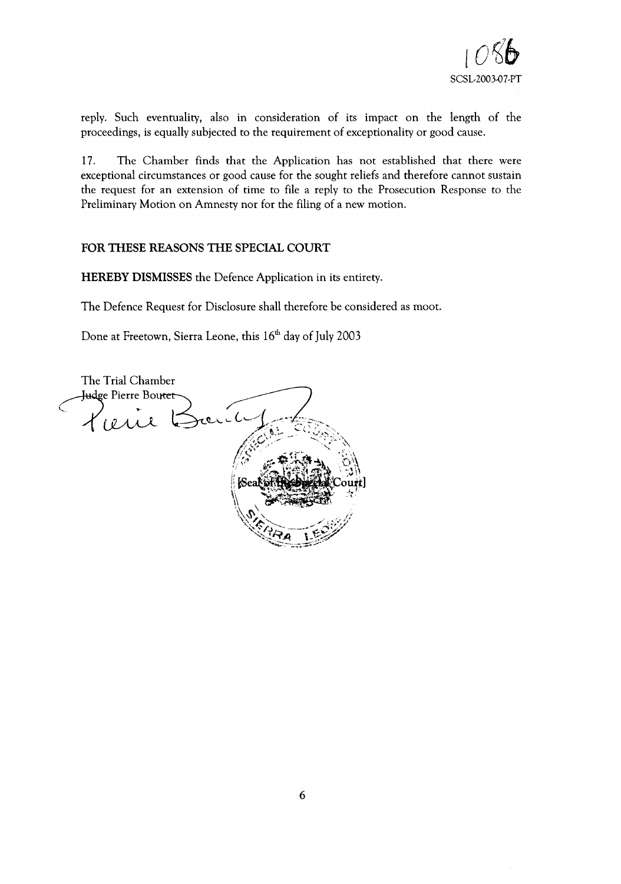reply. Such eventuality, also in consideration of its impact on the length of the proceedings, is equally subjected to the requirement of exceptionality or good cause.

17. The Chamber finds that the Application has not established that there were exceptional circumstances or good cause for the sought reliefs and therefore cannot sustain the request for an extension of time to file a reply to the Prosecution Response to the Preliminary Motion on Amnesty nor for the filing of a new motion.

**FOR THESE REASONS THE SPECIAL COURT**

**HEREBY DISMISSES** the Defence Application in its entirety.

The Defence Request for Disclosure shall therefore be considered as moot.

Done at Freetown, Sierra Leone, this 16th day of July 2003

The Trial Chamber
Judge Pierre Boutet

[Seal of the Special Court]